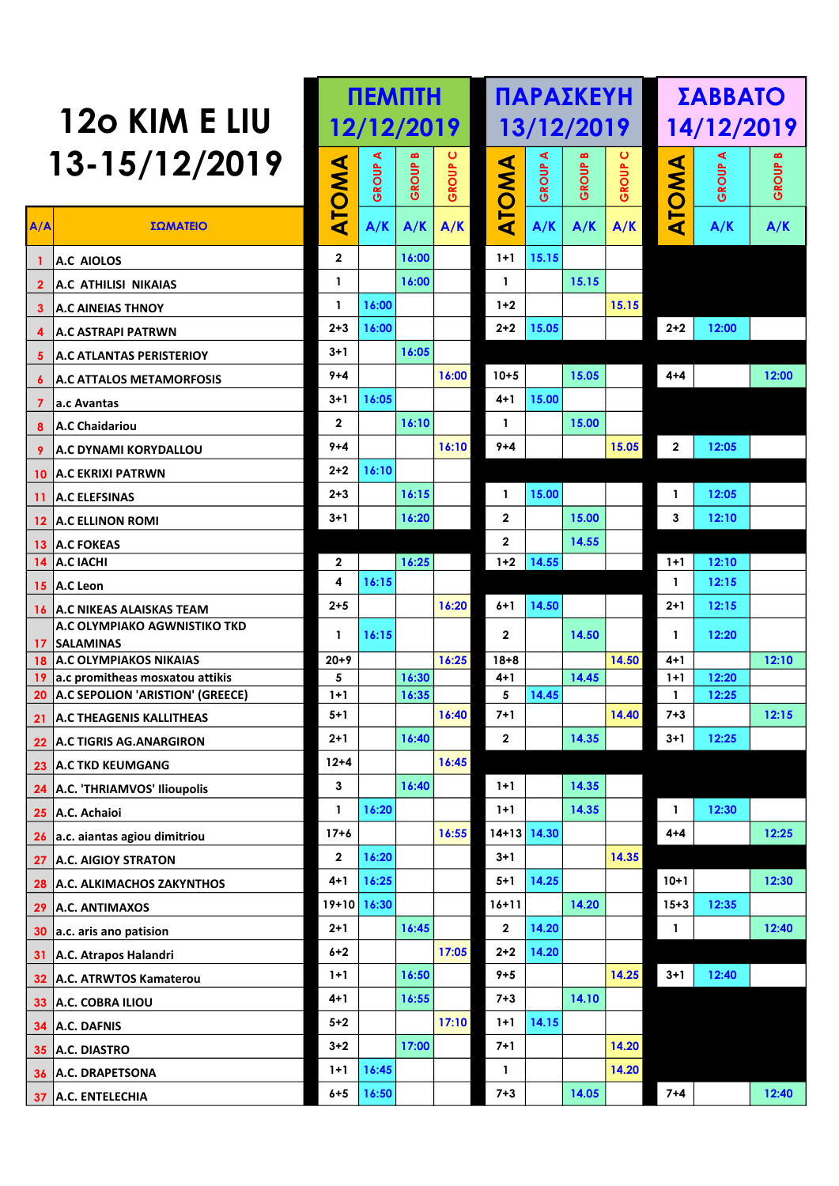# 12ο KIM E LIU 13-15/12/2019

| Α/Α | ΣΩΜΑΤΕΙΟ | ΠΕΜΠΤΗ 12/12/2019 ΑΤΟΜΑ | GROUP A Α/Κ | GROUP B Α/Κ | GROUP C Α/Κ | ΠΑΡΑΣΚΕΥΗ 13/12/2019 ΑΤΟΜΑ | GROUP A Α/Κ | GROUP B Α/Κ | GROUP C Α/Κ | ΣΑΒΒΑΤΟ 14/12/2019 ΑΤΟΜΑ | GROUP A Α/Κ | GROUP B Α/Κ |
|---|---|---|---|---|---|---|---|---|---|---|---|---|
| 1 | A.C AIOLOS | 2 | | 16:00 | | 1+1 | 15.15 | | | | | |
| 2 | A.C ATHILISI NIKAIAS | 1 | | 16:00 | | 1 | | 15.15 | | | | |
| 3 | A.C AINEIAS THNOY | 1 | 16:00 | | | 1+2 | | | 15.15 | | | |
| 4 | A.C ASTRAPI PATRWN | 2+3 | 16:00 | | | 2+2 | 15.05 | | | 2+2 | 12:00 | |
| 5 | A.C ATLANTAS PERISTERIOY | 3+1 | | 16:05 | | | | | | | | |
| 6 | A.C ATTALOS METAMORFOSIS | 9+4 | | | 16:00 | 10+5 | | 15.05 | | 4+4 | | 12:00 |
| 7 | a.c Avantas | 3+1 | 16:05 | | | 4+1 | 15.00 | | | | | |
| 8 | A.C Chaidariou | 2 | | 16:10 | | 1 | | 15.00 | | | | |
| 9 | A.C DYNAMI KORYDALLOU | 9+4 | | | 16:10 | 9+4 | | | 15.05 | 2 | 12:05 | |
| 10 | A.C EKRIXI PATRWN | 2+2 | 16:10 | | | | | | | | | |
| 11 | A.C ELEFSINAS | 2+3 | | 16:15 | | 1 | 15.00 | | | 1 | 12:05 | |
| 12 | A.C ELLINON ROMI | 3+1 | | 16:20 | | 2 | | 15.00 | | 3 | 12:10 | |
| 13 | A.C FOKEAS | | | | | 2 | | 14.55 | | | | |
| 14 | A.C IACHI | 2 | | 16:25 | | 1+2 | 14.55 | | | 1+1 | 12:10 | |
| 15 | A.C Leon | 4 | 16:15 | | | | | | | 1 | 12:15 | |
| 16 | A.C NIKEAS ALAISKAS TEAM | 2+5 | | | 16:20 | 6+1 | 14.50 | | | 2+1 | 12:15 | |
| 17 | A.C OLYMPIAKO AGWNISTIKO TKD SALAMINAS | 1 | 16:15 | | | 2 | | 14.50 | | 1 | 12:20 | |
| 18 | A.C OLYMPIAKOS NIKAIAS | 20+9 | | | 16:25 | 18+8 | | | 14.50 | 4+1 | | 12:10 |
| 19 | a.c promitheas mosxatou attikis | 5 | | 16:30 | | 4+1 | | 14.45 | | 1+1 | 12:20 | |
| 20 | A.C SEPOLION 'ARISTION' (GREECE) | 1+1 | | 16:35 | | 5 | 14.45 | | | 1 | 12:25 | |
| 21 | A.C THEAGENIS KALLITHEAS | 5+1 | | | 16:40 | 7+1 | | | 14.40 | 7+3 | | 12:15 |
| 22 | A.C TIGRIS AG.ANARGIRON | 2+1 | | 16:40 | | 2 | | 14.35 | | 3+1 | 12:25 | |
| 23 | A.C TKD KEUMGANG | 12+4 | | | 16:45 | | | | | | | |
| 24 | A.C. 'THRIAMVOS' Ilioupolis | 3 | | 16:40 | | 1+1 | | 14.35 | | | | |
| 25 | A.C. Achaioi | 1 | 16:20 | | | 1+1 | | 14.35 | | 1 | 12:30 | |
| 26 | a.c. aiantas agiou dimitriou | 17+6 | | | 16:55 | 14+13 | 14.30 | | | 4+4 | | 12:25 |
| 27 | A.C. AIGIOY STRATON | 2 | 16:20 | | | 3+1 | | | 14.35 | | | |
| 28 | A.C. ALKIMACHOS ZAKYNTHOS | 4+1 | 16:25 | | | 5+1 | 14.25 | | | 10+1 | | 12:30 |
| 29 | A.C. ANTIMAXOS | 19+10 | 16:30 | | | 16+11 | | 14.20 | | 15+3 | 12:35 | |
| 30 | a.c. aris ano patision | 2+1 | | 16:45 | | 2 | 14.20 | | | 1 | | 12:40 |
| 31 | A.C. Atrapos Halandri | 6+2 | | | 17:05 | 2+2 | 14.20 | | | | | |
| 32 | A.C. ATRWTOS Kamaterou | 1+1 | | 16:50 | | 9+5 | | | 14.25 | 3+1 | 12:40 | |
| 33 | A.C. COBRA ILIOU | 4+1 | | 16:55 | | 7+3 | | 14.10 | | | | |
| 34 | A.C. DAFNIS | 5+2 | | | 17:10 | 1+1 | 14.15 | | | | | |
| 35 | A.C. DIASTRO | 3+2 | | 17:00 | | 7+1 | | | 14.20 | | | |
| 36 | A.C. DRAPETSONA | 1+1 | 16:45 | | | 1 | | | 14.20 | | | |
| 37 | A.C. ENTELECHIA | 6+5 | 16:50 | | | 7+3 | | 14.05 | | 7+4 | | 12:40 |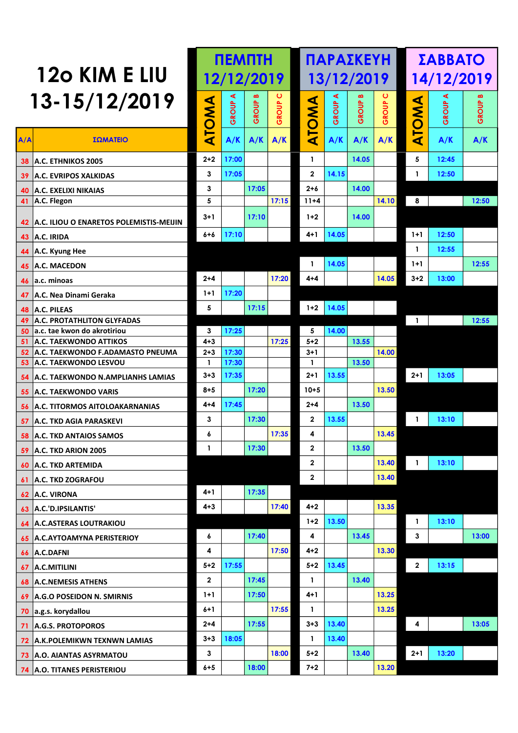# 12ο KIM E LIU
# 13-15/12/2019

| A/A | ΣΩΜΑΤΕΙΟ | ΠΕΜΠΤΗ 12/12/2019 ΑΤΟΜΑ | GROUP A A/K | GROUP B A/K | GROUP C A/K | ΠΑΡΑΣΚΕΥΗ 13/12/2019 ΑΤΟΜΑ | GROUP A A/K | GROUP B A/K | GROUP C A/K | ΣΑΒΒΑΤΟ 14/12/2019 ΑΤΟΜΑ | GROUP A A/K | GROUP B A/K |
|---|---|---|---|---|---|---|---|---|---|---|---|---|
| 38 | A.C. ETHNIKOS 2005 | 2+2 | 17:00 | | | 1 | | 14.05 | | 5 | 12:45 | |
| 39 | A.C. EVRIPOS XALKIDAS | 3 | 17:05 | | | 2 | 14.15 | | | 1 | 12:50 | |
| 40 | A.C. EXELIXI NIKAIAS | 3 | | 17:05 | | 2+6 | | 14.00 | | | | |
| 41 | A.C. Flegon | 5 | | | 17:15 | 11+4 | | | 14.10 | 8 | | 12:50 |
| 42 | A.C. ILIOU O ENARETOS POLEMISTIS-MEIJIN | 3+1 | | 17:10 | | 1+2 | | 14.00 | | | | |
| 43 | A.C. IRIDA | 6+6 | 17:10 | | | 4+1 | 14.05 | | | 1+1 | 12:50 | |
| 44 | A.C. Kyung Hee | | | | | | | | | 1 | 12:55 | |
| 45 | A.C. MACEDON | | | | | 1 | 14.05 | | | 1+1 | | 12:55 |
| 46 | a.c. minoas | 2+4 | | | 17:20 | 4+4 | | | 14.05 | 3+2 | 13:00 | |
| 47 | A.C. Nea Dinami Geraka | 1+1 | 17:20 | | | | | | | | | |
| 48 | A.C. PILEAS | 5 | | 17:15 | | 1+2 | 14.05 | | | | | |
| 49 | A.C. PROTATHLITON GLYFADAS | | | | | | | | | 1 | | 12:55 |
| 50 | a.c. tae kwon do akrotiriou | 3 | 17:25 | | | 5 | 14.00 | | | | | |
| 51 | A.C. TAEKWONDO ATTIKOS | 4+3 | | | 17:25 | 5+2 | | 13.55 | | | | |
| 52 | A.C. TAEKWONDO F.ADAMASTO PNEUMA | 2+3 | 17:30 | | | 3+1 | | | 14.00 | | | |
| 53 | A.C. TAEKWONDO LESVOU | 1 | 17:30 | | | 1 | | 13.50 | | | | |
| 54 | A.C. TAEKWONDO N.AMPLIANHS LAMIAS | 3+3 | 17:35 | | | 2+1 | 13.55 | | | 2+1 | 13:05 | |
| 55 | A.C. TAEKWONDO VARIS | 8+5 | | 17:20 | | 10+5 | | | 13.50 | | | |
| 56 | A.C. TITORMOS AITOLOAKARNANIAS | 4+4 | 17:45 | | | 2+4 | | 13.50 | | | | |
| 57 | A.C. TKD AGIA PARASKEVI | 3 | | 17:30 | | 2 | 13.55 | | | 1 | 13:10 | |
| 58 | A.C. TKD ANTAIOS SAMOS | 6 | | | 17:35 | 4 | | | 13.45 | | | |
| 59 | A.C. TKD ARION 2005 | 1 | | 17:30 | | 2 | | 13.50 | | | | |
| 60 | A.C. TKD ARTEMIDA | | | | | 2 | | | 13.40 | 1 | 13:10 | |
| 61 | A.C. TKD ZOGRAFOU | | | | | 2 | | | 13.40 | | | |
| 62 | A.C. VIRONA | 4+1 | | 17:35 | | | | | | | | |
| 63 | A.C.'D.IPSILANTIS' | 4+3 | | | 17:40 | 4+2 | | | 13.35 | | | |
| 64 | A.C.ASTERAS LOUTRAKIOU | | | | | 1+2 | 13.50 | | | 1 | 13:10 | |
| 65 | A.C.AYTOAMYNA PERISTERIOY | 6 | | 17:40 | | 4 | | 13.45 | | 3 | | 13:00 |
| 66 | A.C.DAFNI | 4 | | | 17:50 | 4+2 | | | 13.30 | | | |
| 67 | A.C.MITILINI | 5+2 | 17:55 | | | 5+2 | 13.45 | | | 2 | 13:15 | |
| 68 | A.C.NEMESIS ATHENS | 2 | | 17:45 | | 1 | | 13.40 | | | | |
| 69 | A.G.O POSEIDON N. SMIRNIS | 1+1 | | 17:50 | | 4+1 | | | 13.25 | | | |
| 70 | a.g.s. korydallou | 6+1 | | | 17:55 | 1 | | | 13.25 | | | |
| 71 | A.G.S. PROTOPOROS | 2+4 | | 17:55 | | 3+3 | 13.40 | | | 4 | | 13:05 |
| 72 | A.K.POLEMIKWN TEXNWN LAMIAS | 3+3 | 18:05 | | | 1 | 13.40 | | | | | |
| 73 | A.O. AIANTAS ASYRMATOU | 3 | | | 18:00 | 5+2 | | 13.40 | | 2+1 | 13:20 | |
| 74 | A.O. TITANES PERISTERIOU | 6+5 | | 18:00 | | 7+2 | | | 13.20 | | | |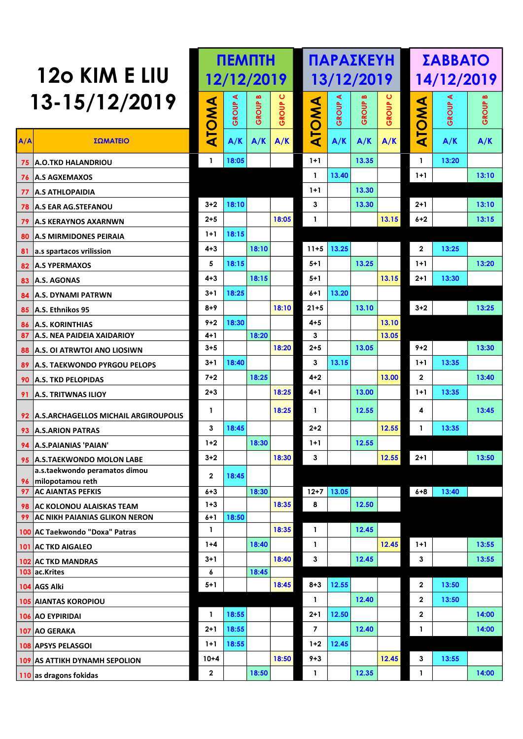# 12o KIM E LIU 13-15/12/2019

| | | ΠΕΜΠΤΗ 12/12/2019 | | | | ΠΑΡΑΣΚΕΥΗ 13/12/2019 | | | | ΣΑΒΒΑΤΟ 14/12/2019 | | |
|---|---|---|---|---|---|---|---|---|---|---|---|---|
| | | ΑΤΟΜΑ | GROUP A | GROUP B | GROUP C | ΑΤΟΜΑ | GROUP A | GROUP B | GROUP C | ΑΤΟΜΑ | GROUP A | GROUP B |
| Α/Α | ΣΩΜΑΤΕΙΟ | | Α/Κ | Α/Κ | Α/Κ | | Α/Κ | Α/Κ | Α/Κ | | Α/Κ | Α/Κ |
| 75 | A.O.TKD HALANDRIOU | 1 | 18:05 | | | 1+1 | | 13.35 | | 1 | 13:20 | |
| 76 | A.S AGXEMAXOS | | | | | 1 | 13.40 | | | 1+1 | | 13:10 |
| 77 | A.S ATHLOPAIDIA | | | | | 1+1 | | 13.30 | | | | |
| 78 | A.S EAR AG.STEFANOU | 3+2 | 18:10 | | | 3 | | 13.30 | | 2+1 | | 13:10 |
| 79 | A.S KERAYNOS AXARNWN | 2+5 | | | 18:05 | 1 | | | 13.15 | 6+2 | | 13:15 |
| 80 | A.S MIRMIDONES PEIRAIA | 1+1 | 18:15 | | | | | | | | | |
| 81 | a.s spartacos vrilission | 4+3 | | 18:10 | | 11+5 | 13.25 | | | 2 | 13:25 | |
| 82 | A.S YPERMAXOS | 5 | 18:15 | | | 5+1 | | 13.25 | | 1+1 | | 13:20 |
| 83 | A.S. AGONAS | 4+3 | | 18:15 | | 5+1 | | | 13.15 | 2+1 | 13:30 | |
| 84 | A.S. DYNAMI PATRWN | 3+1 | 18:25 | | | 6+1 | 13.20 | | | | | |
| 85 | A.S. Ethnikos 95 | 8+9 | | | 18:10 | 21+5 | | 13.10 | | 3+2 | | 13:25 |
| 86 | A.S. KORINTHIAS | 9+2 | 18:30 | | | 4+5 | | | 13.10 | | | |
| 87 | A.S. NEA PAIDEIA XAIDARIOY | 4+1 | | 18:20 | | 3 | | | 13.05 | | | |
| 88 | A.S. OI ATRWTOI ANO LIOSIWN | 3+5 | | | 18:20 | 2+5 | | 13.05 | | 9+2 | | 13:30 |
| 89 | A.S. TAEKWONDO PYRGOU PELOPS | 3+1 | 18:40 | | | 3 | 13.15 | | | 1+1 | 13:35 | |
| 90 | A.S. TKD PELOPIDAS | 7+2 | | 18:25 | | 4+2 | | | 13.00 | 2 | | 13:40 |
| 91 | A.S. TRITWNAS ILIOY | 2+3 | | | 18:25 | 4+1 | | 13.00 | | 1+1 | 13:35 | |
| 92 | A.S.ARCHAGELLOS MICHAIL ARGIROUPOLIS | 1 | | | 18:25 | 1 | | 12.55 | | 4 | | 13:45 |
| 93 | A.S.ARION PATRAS | 3 | 18:45 | | | 2+2 | | | 12.55 | 1 | 13:35 | |
| 94 | A.S.PAIANIAS 'PAIAN' | 1+2 | | 18:30 | | 1+1 | | 12.55 | | | | |
| 95 | A.S.TAEKWONDO MOLON LABE | 3+2 | | | 18:30 | 3 | | | 12.55 | 2+1 | | 13:50 |
| 96 | a.s.taekwondo peramatos dimou milopotamou reth | 2 | 18:45 | | | | | | | | | |
| 97 | AC AIANTAS PEFKIS | 6+3 | | 18:30 | | 12+7 | 13.05 | | | 6+8 | 13:40 | |
| 98 | AC KOLONOU ALAISKAS TEAM | 1+3 | | | 18:35 | 8 | | 12.50 | | | | |
| 99 | AC NIKH PAIANIAS GLIKON NERON | 6+1 | 18:50 | | | | | | | | | |
| 100 | AC Taekwondo "Doxa" Patras | 1 | | | 18:35 | 1 | | 12.45 | | | | |
| 101 | AC TKD AIGALEO | 1+4 | | 18:40 | | 1 | | | 12.45 | 1+1 | | 13:55 |
| 102 | AC TKD MANDRAS | 3+1 | | | 18:40 | 3 | | 12.45 | | 3 | | 13:55 |
| 103 | ac.Krites | 6 | | 18:45 | | | | | | | | |
| 104 | AGS Alki | 5+1 | | | 18:45 | 8+3 | 12.55 | | | 2 | 13:50 | |
| 105 | AIANTAS KOROPIOU | | | | | 1 | | 12.40 | | 2 | 13:50 | |
| 106 | AO EYPIRIDAI | 1 | 18:55 | | | 2+1 | 12.50 | | | 2 | | 14:00 |
| 107 | AO GERAKA | 2+1 | 18:55 | | | 7 | | 12.40 | | 1 | | 14:00 |
| 108 | APSYS PELASGOI | 1+1 | 18:55 | | | 1+2 | 12.45 | | | | | |
| 109 | AS ATTIKH DYNAMH SEPOLION | 10+4 | | | 18:50 | 9+3 | | | 12.45 | 3 | 13:55 | |
| 110 | as dragons fokidas | 2 | | 18:50 | | 1 | | 12.35 | | 1 | | 14:00 |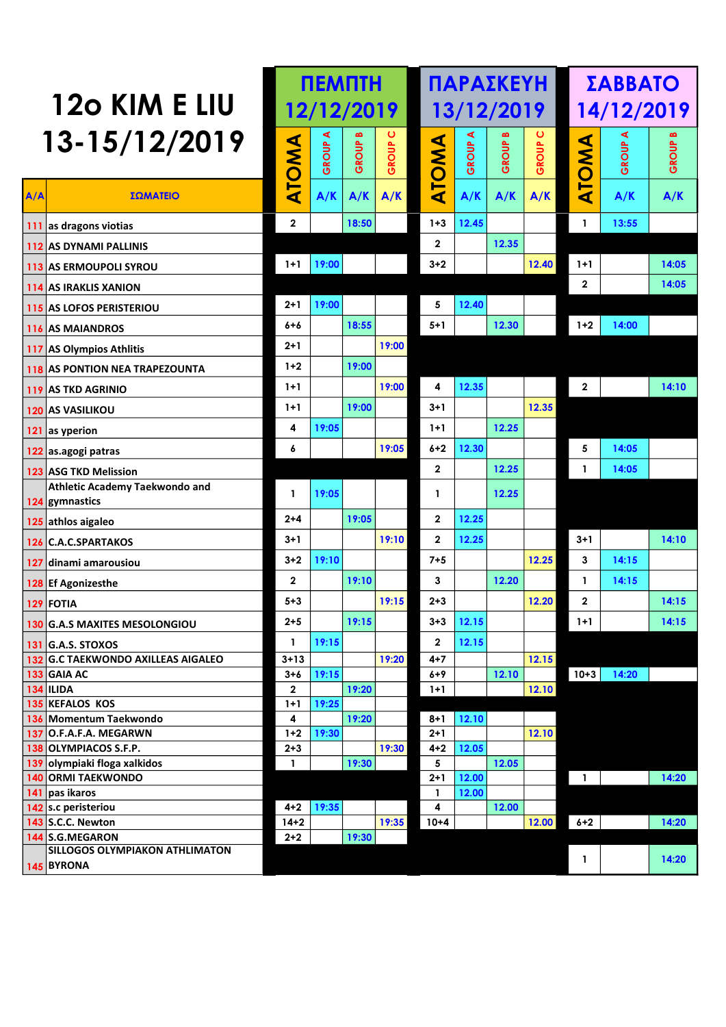# 12o KIM E LIU 13-15/12/2019

| | | ΠΕΜΠΤΗ 12/12/2019 | | | | ΠΑΡΑΣΚΕΥΗ 13/12/2019 | | | | ΣΑΒΒΑΤΟ 14/12/2019 | | |
|---|---|---|---|---|---|---|---|---|---|---|---|---|
| | | ATOMA | GROUP A | GROUP B | GROUP C | ATOMA | GROUP A | GROUP B | GROUP C | ATOMA | GROUP A | GROUP B |
| A/A | ΣΩΜΑΤΕΙΟ | | A/K | A/K | A/K | | A/K | A/K | A/K | | A/K | A/K |
| 111 | as dragons viotias | 2 | | 18:50 | | 1+3 | 12.45 | | | 1 | 13:55 | |
| 112 | AS DYNAMI PALLINIS | | | | | 2 | | 12.35 | | | | |
| 113 | AS ERMOUPOLI SYROU | 1+1 | 19:00 | | | 3+2 | | | 12.40 | 1+1 | | 14:05 |
| 114 | AS IRAKLIS XANION | | | | | | | | | 2 | | 14:05 |
| 115 | AS LOFOS PERISTERIOU | 2+1 | 19:00 | | | 5 | 12.40 | | | | | |
| 116 | AS MAIANDROS | 6+6 | | 18:55 | | 5+1 | | 12.30 | | 1+2 | 14:00 | |
| 117 | AS Olympios Athlitis | 2+1 | | | 19:00 | | | | | | | |
| 118 | AS PONTION NEA TRAPEZOUNTA | 1+2 | | 19:00 | | | | | | | | |
| 119 | AS TKD AGRINIO | 1+1 | | | 19:00 | 4 | 12.35 | | | 2 | | 14:10 |
| 120 | AS VASILIKOU | 1+1 | | 19:00 | | 3+1 | | | 12.35 | | | |
| 121 | as yperion | 4 | 19:05 | | | 1+1 | | 12.25 | | | | |
| 122 | as.agogi patras | 6 | | | 19:05 | 6+2 | 12.30 | | | 5 | 14:05 | |
| 123 | ASG TKD Melission | | | | | 2 | | 12.25 | | 1 | 14:05 | |
| 124 | Athletic Academy Taekwondo and gymnastics | 1 | 19:05 | | | 1 | | 12.25 | | | | |
| 125 | athlos aigaleo | 2+4 | | 19:05 | | 2 | 12.25 | | | | | |
| 126 | C.A.C.SPARTAKOS | 3+1 | | | 19:10 | 2 | 12.25 | | | 3+1 | | 14:10 |
| 127 | dinami amarousiou | 3+2 | 19:10 | | | 7+5 | | | 12.25 | 3 | 14:15 | |
| 128 | Ef Agonizesthe | 2 | | 19:10 | | 3 | | 12.20 | | 1 | 14:15 | |
| 129 | FOTIA | 5+3 | | | 19:15 | 2+3 | | | 12.20 | 2 | | 14:15 |
| 130 | G.A.S MAXITES MESOLONGIOU | 2+5 | | 19:15 | | 3+3 | 12.15 | | | 1+1 | | 14:15 |
| 131 | G.A.S. STOXOS | 1 | 19:15 | | | 2 | 12.15 | | | | | |
| 132 | G.C TAEKWONDO AXILLEAS AIGALEO | 3+13 | | | 19:20 | 4+7 | | | 12.15 | | | |
| 133 | GAIA AC | 3+6 | 19:15 | | | 6+9 | | 12.10 | | 10+3 | 14:20 | |
| 134 | ILIDA | 2 | | 19:20 | | 1+1 | | | 12.10 | | | |
| 135 | KEFALOS KOS | 1+1 | 19:25 | | | | | | | | | |
| 136 | Momentum Taekwondo | 4 | | 19:20 | | 8+1 | 12.10 | | | | | |
| 137 | O.F.A.F.A. MEGARWN | 1+2 | 19:30 | | | 2+1 | | | 12.10 | | | |
| 138 | OLYMPIACOS S.F.P. | 2+3 | | | 19:30 | 4+2 | 12.05 | | | | | |
| 139 | olympiaki floga xalkidos | 1 | | 19:30 | | 5 | | 12.05 | | | | |
| 140 | ORMI TAEKWONDO | | | | | 2+1 | 12.00 | | | 1 | | 14:20 |
| 141 | pas ikaros | | | | | 1 | 12.00 | | | | | |
| 142 | s.c peristeriou | 4+2 | 19:35 | | | 4 | | 12.00 | | | | |
| 143 | S.C.C. Newton | 14+2 | | | 19:35 | 10+4 | | | 12.00 | 6+2 | | 14:20 |
| 144 | S.G.MEGARON | 2+2 | | 19:30 | | | | | | | | |
| 145 | SILLOGOS OLYMPIAKON ATHLIMATON BYRONA | | | | | | | | | 1 | | 14:20 |